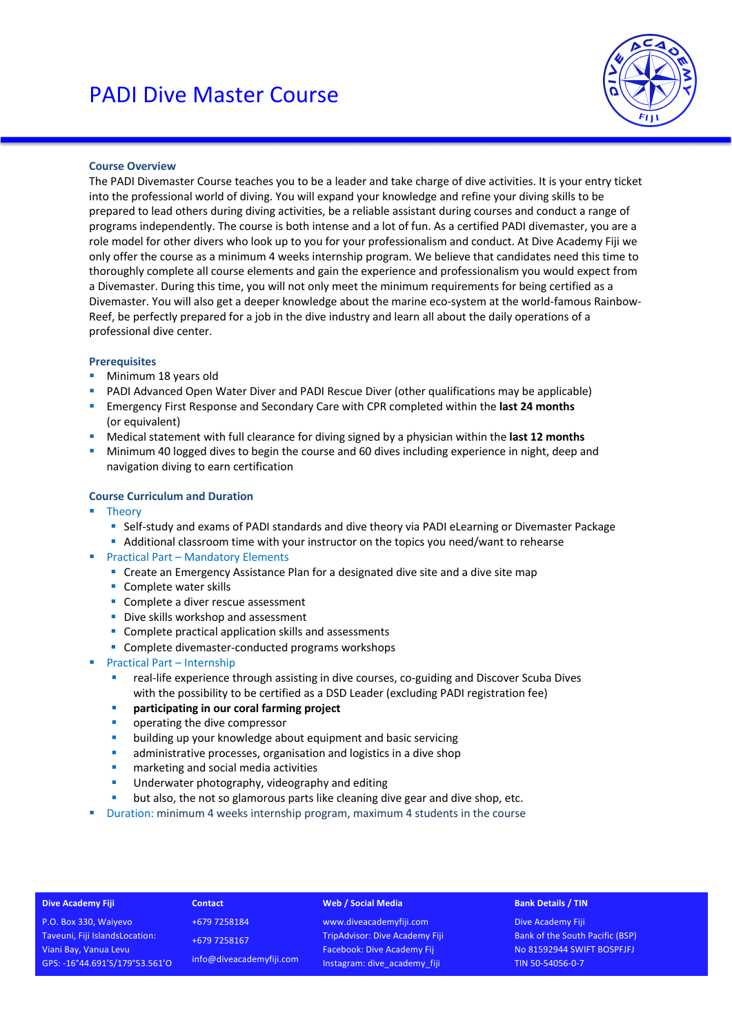# PADI Dive Master Course

## Course Overview

The PADI Divemaster Course teaches you to be a leader and take charge of dive activities. It is your entry ticket into the professional world of diving. You will expand your knowledge and refine your diving skills to be prepared to lead others during diving activities, be a reliable assistant during courses and conduct a range of programs independently. The course is both intense and a lot of fun. As a certified PADI divemaster, you are a role model for other divers who look up to you for your professionalism and conduct. At Dive Academy Fiji we only offer the course as a minimum 4 weeks internship program. We believe that candidates need this time to thoroughly complete all course elements and gain the experience and professionalism you would expect from a Divemaster. During this time, you will not only meet the minimum requirements for being certified as a Divemaster. You will also get a deeper knowledge about the marine eco-system at the world-famous Rainbow-Reef, be perfectly prepared for a job in the dive industry and learn all about the daily operations of a professional dive center.

## Prerequisites

- Minimum 18 years old
- PADI Advanced Open Water Diver and PADI Rescue Diver (other qualifications may be applicable)
- Emergency First Response and Secondary Care with CPR completed within the **last 24 months** (or equivalent)
- Medical statement with full clearance for diving signed by a physician within the **last 12 months**
- Minimum 40 logged dives to begin the course and 60 dives including experience in night, deep and navigation diving to earn certification

## Course Curriculum and Duration

- Theory
  - Self-study and exams of PADI standards and dive theory via PADI eLearning or Divemaster Package
  - Additional classroom time with your instructor on the topics you need/want to rehearse
- Practical Part – Mandatory Elements
  - Create an Emergency Assistance Plan for a designated dive site and a dive site map
  - Complete water skills
  - Complete a diver rescue assessment
  - Dive skills workshop and assessment
  - Complete practical application skills and assessments
  - Complete divemaster-conducted programs workshops
- Practical Part – Internship
  - real-life experience through assisting in dive courses, co-guiding and Discover Scuba Dives with the possibility to be certified as a DSD Leader (excluding PADI registration fee)
  - **participating in our coral farming project**
  - operating the dive compressor
  - building up your knowledge about equipment and basic servicing
  - administrative processes, organisation and logistics in a dive shop
  - marketing and social media activities
  - Underwater photography, videography and editing
  - but also, the not so glamorous parts like cleaning dive gear and dive shop, etc.
- Duration: minimum 4 weeks internship program, maximum 4 students in the course

| Dive Academy Fiji | Contact | Web / Social Media | Bank Details / TIN |
|---|---|---|---|
| P.O. Box 330, Waiyevo | +679 7258184 | www.diveacademyfiji.com | Dive Academy Fiji |
| Taveuni, Fiji IslandsLocation: | +679 7258167 | TripAdvisor: Dive Academy Fiji | Bank of the South Pacific (BSP) |
| Viani Bay, Vanua Levu | info@diveacademyfiji.com | Facebook: Dive Academy Fij | No 81592944 SWIFT BOSPFJFJ |
| GPS: -16°44.691'S/179°53.561'O | | Instagram: dive_academy_fiji | TIN 50-54056-0-7 |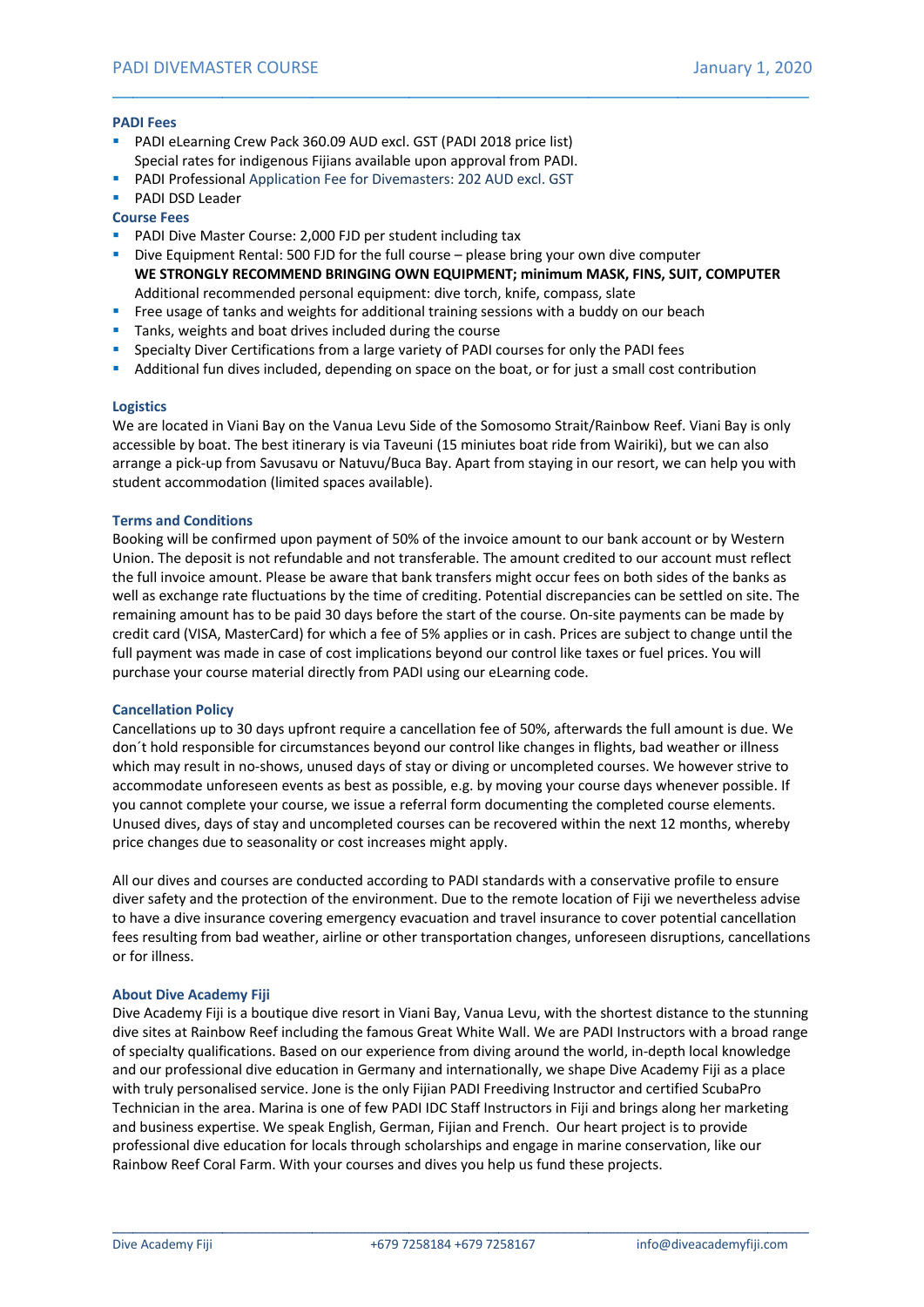**PADI Fees**

- PADI eLearning Crew Pack 360.09 AUD excl. GST (PADI 2018 price list)
  Special rates for indigenous Fijians available upon approval from PADI.
- PADI Professional Application Fee for Divemasters: 202 AUD excl. GST
- PADI DSD Leader

**Course Fees**

- PADI Dive Master Course: 2,000 FJD per student including tax
- Dive Equipment Rental: 500 FJD for the full course – please bring your own dive computer
  **WE STRONGLY RECOMMEND BRINGING OWN EQUIPMENT; minimum MASK, FINS, SUIT, COMPUTER**
  Additional recommended personal equipment: dive torch, knife, compass, slate
- Free usage of tanks and weights for additional training sessions with a buddy on our beach
- Tanks, weights and boat drives included during the course
- Specialty Diver Certifications from a large variety of PADI courses for only the PADI fees
- Additional fun dives included, depending on space on the boat, or for just a small cost contribution

**Logistics**

We are located in Viani Bay on the Vanua Levu Side of the Somosomo Strait/Rainbow Reef. Viani Bay is only accessible by boat. The best itinerary is via Taveuni (15 miniutes boat ride from Wairiki), but we can also arrange a pick-up from Savusavu or Natuvu/Buca Bay. Apart from staying in our resort, we can help you with student accommodation (limited spaces available).

**Terms and Conditions**

Booking will be confirmed upon payment of 50% of the invoice amount to our bank account or by Western Union. The deposit is not refundable and not transferable. The amount credited to our account must reflect the full invoice amount. Please be aware that bank transfers might occur fees on both sides of the banks as well as exchange rate fluctuations by the time of crediting. Potential discrepancies can be settled on site. The remaining amount has to be paid 30 days before the start of the course. On-site payments can be made by credit card (VISA, MasterCard) for which a fee of 5% applies or in cash. Prices are subject to change until the full payment was made in case of cost implications beyond our control like taxes or fuel prices. You will purchase your course material directly from PADI using our eLearning code.

**Cancellation Policy**

Cancellations up to 30 days upfront require a cancellation fee of 50%, afterwards the full amount is due. We don´t hold responsible for circumstances beyond our control like changes in flights, bad weather or illness which may result in no-shows, unused days of stay or diving or uncompleted courses. We however strive to accommodate unforeseen events as best as possible, e.g. by moving your course days whenever possible. If you cannot complete your course, we issue a referral form documenting the completed course elements. Unused dives, days of stay and uncompleted courses can be recovered within the next 12 months, whereby price changes due to seasonality or cost increases might apply.

All our dives and courses are conducted according to PADI standards with a conservative profile to ensure diver safety and the protection of the environment. Due to the remote location of Fiji we nevertheless advise to have a dive insurance covering emergency evacuation and travel insurance to cover potential cancellation fees resulting from bad weather, airline or other transportation changes, unforeseen disruptions, cancellations or for illness.

**About Dive Academy Fiji**

Dive Academy Fiji is a boutique dive resort in Viani Bay, Vanua Levu, with the shortest distance to the stunning dive sites at Rainbow Reef including the famous Great White Wall. We are PADI Instructors with a broad range of specialty qualifications. Based on our experience from diving around the world, in-depth local knowledge and our professional dive education in Germany and internationally, we shape Dive Academy Fiji as a place with truly personalised service. Jone is the only Fijian PADI Freediving Instructor and certified ScubaPro Technician in the area. Marina is one of few PADI IDC Staff Instructors in Fiji and brings along her marketing and business expertise. We speak English, German, Fijian and French. Our heart project is to provide professional dive education for locals through scholarships and engage in marine conservation, like our Rainbow Reef Coral Farm. With your courses and dives you help us fund these projects.